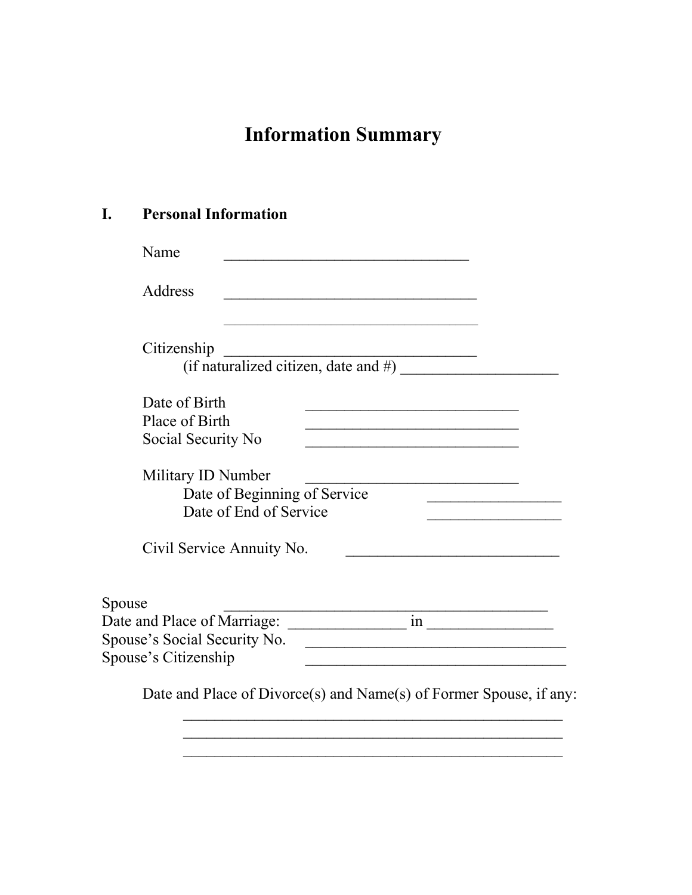# Information Summary

## I. Personal Information

Name ________________________________

Address __________________________________

__________________________________

Citizenship _________________________________

(if naturalized citizen, date and #) ____________________

Date of Birth ___________________________

Place of Birth ___________________________

Social Security No ___________________________

Military ID Number ___________________________

Date of Beginning of Service _________________

Date of End of Service _________________

Civil Service Annuity No. ___________________________

Spouse __________________________________________

Date and Place of Marriage: _______________ in ________________

Spouse's Social Security No. _________________________________

Spouse's Citizenship _________________________________

Date and Place of Divorce(s) and Name(s) of Former Spouse, if any:

_________________________________________________

_________________________________________________

_________________________________________________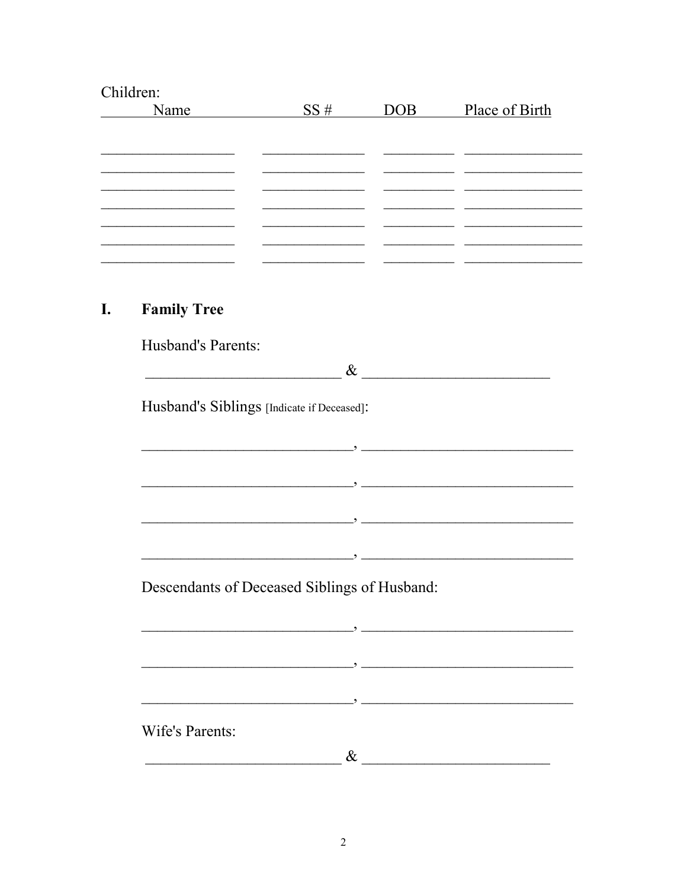Children:

| Name | SS # | DOB | Place of Birth |
| --- | --- | --- | --- |
| | | | |
| | | | |
| | | | |
| | | | |
| | | | |
| | | | |
| | | | |

## I. Family Tree

Husband's Parents:

__________________________ & ________________________

Husband's Siblings [Indicate if Deceased]:

_____________________________, _____________________________

_____________________________, _____________________________

_____________________________, _____________________________

_____________________________, _____________________________

Descendants of Deceased Siblings of Husband:

_____________________________, _____________________________

_____________________________, _____________________________

_____________________________, _____________________________

Wife's Parents:

__________________________ & ________________________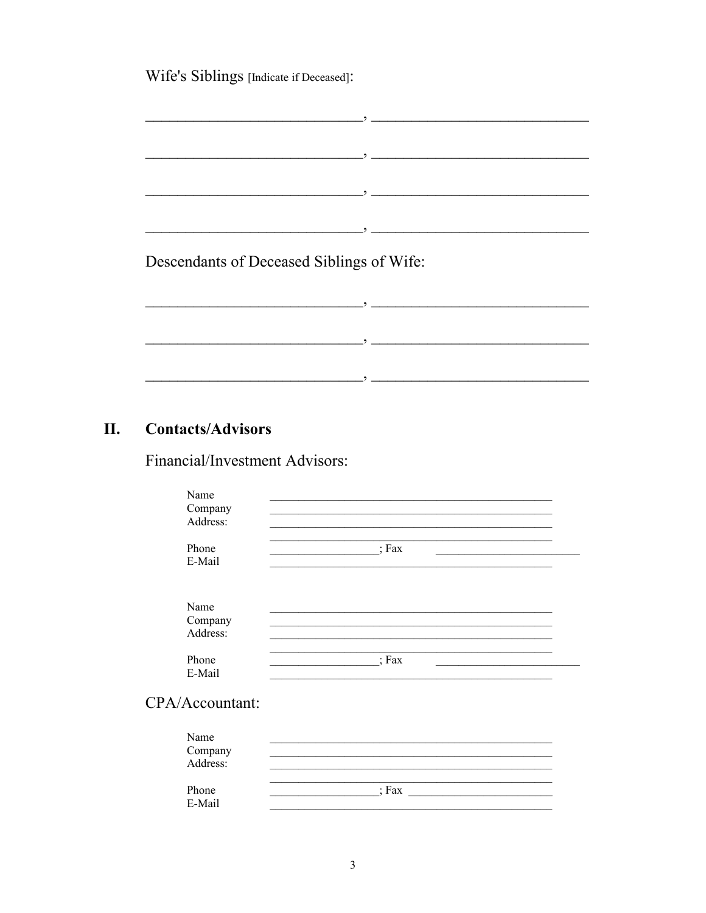Wife's Siblings [Indicate if Deceased]:

________________________________, ________________________________

________________________________, ________________________________

________________________________, ________________________________

________________________________, ________________________________

Descendants of Deceased Siblings of Wife:

________________________________, ________________________________

________________________________, ________________________________

________________________________, ________________________________

## II. Contacts/Advisors

Financial/Investment Advisors:

Name ______________________________________________
Company ______________________________________________
Address: ______________________________________________
______________________________________________
Phone __________________; Fax ________________________
E-Mail ______________________________________________

Name ______________________________________________
Company ______________________________________________
Address: ______________________________________________
______________________________________________
Phone __________________; Fax ________________________
E-Mail ______________________________________________

CPA/Accountant:

Name ______________________________________________
Company ______________________________________________
Address: ______________________________________________
______________________________________________
Phone __________________; Fax ________________________
E-Mail ______________________________________________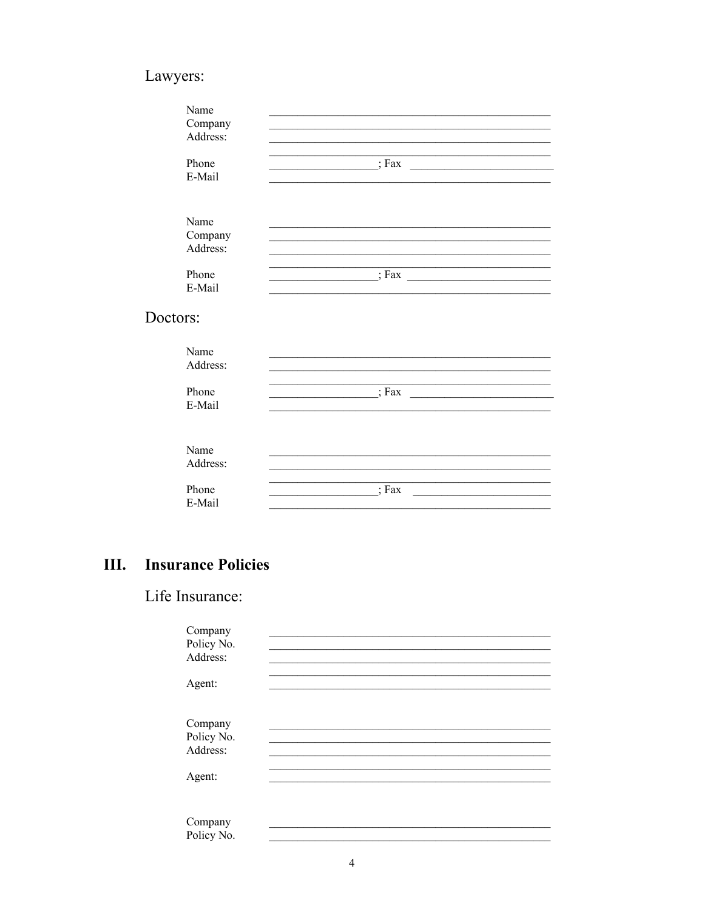Lawyers:

Name ________________________________________________
Company ________________________________________________
Address: ________________________________________________
________________________________________________
Phone __________________; Fax __________________________
E-Mail ________________________________________________

Name ________________________________________________
Company ________________________________________________
Address: ________________________________________________
________________________________________________
Phone __________________; Fax __________________________
E-Mail ________________________________________________

Doctors:

Name ________________________________________________
Address: ________________________________________________
________________________________________________
Phone __________________; Fax __________________________
E-Mail ________________________________________________

Name ________________________________________________
Address: ________________________________________________
________________________________________________
Phone __________________; Fax __________________________
E-Mail ________________________________________________

## III. Insurance Policies

Life Insurance:

Company ________________________________________________
Policy No. ________________________________________________
Address: ________________________________________________
________________________________________________
Agent: ________________________________________________

Company ________________________________________________
Policy No. ________________________________________________
Address: ________________________________________________
________________________________________________
Agent: ________________________________________________

Company ________________________________________________
Policy No. ________________________________________________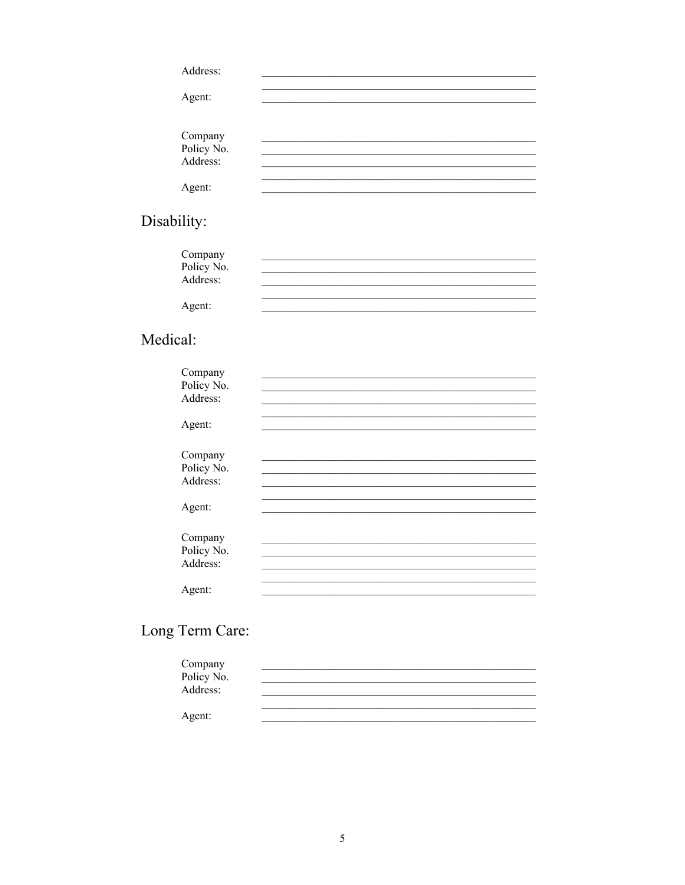Address: \_\_\_\_\_\_\_\_\_\_\_\_\_\_\_\_\_\_\_\_\_\_\_\_\_\_\_\_\_\_\_\_\_\_\_\_\_\_\_\_\_\_\_\_\_\_\_\_\_\_

\_\_\_\_\_\_\_\_\_\_\_\_\_\_\_\_\_\_\_\_\_\_\_\_\_\_\_\_\_\_\_\_\_\_\_\_\_\_\_\_\_\_\_\_\_\_\_\_\_\_

Agent: \_\_\_\_\_\_\_\_\_\_\_\_\_\_\_\_\_\_\_\_\_\_\_\_\_\_\_\_\_\_\_\_\_\_\_\_\_\_\_\_\_\_\_\_\_\_\_\_\_\_

Company \_\_\_\_\_\_\_\_\_\_\_\_\_\_\_\_\_\_\_\_\_\_\_\_\_\_\_\_\_\_\_\_\_\_\_\_\_\_\_\_\_\_\_\_\_\_\_\_\_\_
Policy No. \_\_\_\_\_\_\_\_\_\_\_\_\_\_\_\_\_\_\_\_\_\_\_\_\_\_\_\_\_\_\_\_\_\_\_\_\_\_\_\_\_\_\_\_\_\_\_\_\_\_
Address: \_\_\_\_\_\_\_\_\_\_\_\_\_\_\_\_\_\_\_\_\_\_\_\_\_\_\_\_\_\_\_\_\_\_\_\_\_\_\_\_\_\_\_\_\_\_\_\_\_\_

\_\_\_\_\_\_\_\_\_\_\_\_\_\_\_\_\_\_\_\_\_\_\_\_\_\_\_\_\_\_\_\_\_\_\_\_\_\_\_\_\_\_\_\_\_\_\_\_\_\_

Agent: \_\_\_\_\_\_\_\_\_\_\_\_\_\_\_\_\_\_\_\_\_\_\_\_\_\_\_\_\_\_\_\_\_\_\_\_\_\_\_\_\_\_\_\_\_\_\_\_\_\_

## Disability:

Company \_\_\_\_\_\_\_\_\_\_\_\_\_\_\_\_\_\_\_\_\_\_\_\_\_\_\_\_\_\_\_\_\_\_\_\_\_\_\_\_\_\_\_\_\_\_\_\_\_\_
Policy No. \_\_\_\_\_\_\_\_\_\_\_\_\_\_\_\_\_\_\_\_\_\_\_\_\_\_\_\_\_\_\_\_\_\_\_\_\_\_\_\_\_\_\_\_\_\_\_\_\_\_
Address: \_\_\_\_\_\_\_\_\_\_\_\_\_\_\_\_\_\_\_\_\_\_\_\_\_\_\_\_\_\_\_\_\_\_\_\_\_\_\_\_\_\_\_\_\_\_\_\_\_\_

\_\_\_\_\_\_\_\_\_\_\_\_\_\_\_\_\_\_\_\_\_\_\_\_\_\_\_\_\_\_\_\_\_\_\_\_\_\_\_\_\_\_\_\_\_\_\_\_\_\_

Agent: \_\_\_\_\_\_\_\_\_\_\_\_\_\_\_\_\_\_\_\_\_\_\_\_\_\_\_\_\_\_\_\_\_\_\_\_\_\_\_\_\_\_\_\_\_\_\_\_\_\_

## Medical:

Company \_\_\_\_\_\_\_\_\_\_\_\_\_\_\_\_\_\_\_\_\_\_\_\_\_\_\_\_\_\_\_\_\_\_\_\_\_\_\_\_\_\_\_\_\_\_\_\_\_\_
Policy No. \_\_\_\_\_\_\_\_\_\_\_\_\_\_\_\_\_\_\_\_\_\_\_\_\_\_\_\_\_\_\_\_\_\_\_\_\_\_\_\_\_\_\_\_\_\_\_\_\_\_
Address: \_\_\_\_\_\_\_\_\_\_\_\_\_\_\_\_\_\_\_\_\_\_\_\_\_\_\_\_\_\_\_\_\_\_\_\_\_\_\_\_\_\_\_\_\_\_\_\_\_\_

\_\_\_\_\_\_\_\_\_\_\_\_\_\_\_\_\_\_\_\_\_\_\_\_\_\_\_\_\_\_\_\_\_\_\_\_\_\_\_\_\_\_\_\_\_\_\_\_\_\_

Agent: \_\_\_\_\_\_\_\_\_\_\_\_\_\_\_\_\_\_\_\_\_\_\_\_\_\_\_\_\_\_\_\_\_\_\_\_\_\_\_\_\_\_\_\_\_\_\_\_\_\_

Company \_\_\_\_\_\_\_\_\_\_\_\_\_\_\_\_\_\_\_\_\_\_\_\_\_\_\_\_\_\_\_\_\_\_\_\_\_\_\_\_\_\_\_\_\_\_\_\_\_\_
Policy No. \_\_\_\_\_\_\_\_\_\_\_\_\_\_\_\_\_\_\_\_\_\_\_\_\_\_\_\_\_\_\_\_\_\_\_\_\_\_\_\_\_\_\_\_\_\_\_\_\_\_
Address: \_\_\_\_\_\_\_\_\_\_\_\_\_\_\_\_\_\_\_\_\_\_\_\_\_\_\_\_\_\_\_\_\_\_\_\_\_\_\_\_\_\_\_\_\_\_\_\_\_\_

\_\_\_\_\_\_\_\_\_\_\_\_\_\_\_\_\_\_\_\_\_\_\_\_\_\_\_\_\_\_\_\_\_\_\_\_\_\_\_\_\_\_\_\_\_\_\_\_\_\_

Agent: \_\_\_\_\_\_\_\_\_\_\_\_\_\_\_\_\_\_\_\_\_\_\_\_\_\_\_\_\_\_\_\_\_\_\_\_\_\_\_\_\_\_\_\_\_\_\_\_\_\_

Company \_\_\_\_\_\_\_\_\_\_\_\_\_\_\_\_\_\_\_\_\_\_\_\_\_\_\_\_\_\_\_\_\_\_\_\_\_\_\_\_\_\_\_\_\_\_\_\_\_\_
Policy No. \_\_\_\_\_\_\_\_\_\_\_\_\_\_\_\_\_\_\_\_\_\_\_\_\_\_\_\_\_\_\_\_\_\_\_\_\_\_\_\_\_\_\_\_\_\_\_\_\_\_
Address: \_\_\_\_\_\_\_\_\_\_\_\_\_\_\_\_\_\_\_\_\_\_\_\_\_\_\_\_\_\_\_\_\_\_\_\_\_\_\_\_\_\_\_\_\_\_\_\_\_\_

\_\_\_\_\_\_\_\_\_\_\_\_\_\_\_\_\_\_\_\_\_\_\_\_\_\_\_\_\_\_\_\_\_\_\_\_\_\_\_\_\_\_\_\_\_\_\_\_\_\_

Agent: \_\_\_\_\_\_\_\_\_\_\_\_\_\_\_\_\_\_\_\_\_\_\_\_\_\_\_\_\_\_\_\_\_\_\_\_\_\_\_\_\_\_\_\_\_\_\_\_\_\_

## Long Term Care:

Company \_\_\_\_\_\_\_\_\_\_\_\_\_\_\_\_\_\_\_\_\_\_\_\_\_\_\_\_\_\_\_\_\_\_\_\_\_\_\_\_\_\_\_\_\_\_\_\_\_\_
Policy No. \_\_\_\_\_\_\_\_\_\_\_\_\_\_\_\_\_\_\_\_\_\_\_\_\_\_\_\_\_\_\_\_\_\_\_\_\_\_\_\_\_\_\_\_\_\_\_\_\_\_
Address: \_\_\_\_\_\_\_\_\_\_\_\_\_\_\_\_\_\_\_\_\_\_\_\_\_\_\_\_\_\_\_\_\_\_\_\_\_\_\_\_\_\_\_\_\_\_\_\_\_\_

\_\_\_\_\_\_\_\_\_\_\_\_\_\_\_\_\_\_\_\_\_\_\_\_\_\_\_\_\_\_\_\_\_\_\_\_\_\_\_\_\_\_\_\_\_\_\_\_\_\_

Agent: \_\_\_\_\_\_\_\_\_\_\_\_\_\_\_\_\_\_\_\_\_\_\_\_\_\_\_\_\_\_\_\_\_\_\_\_\_\_\_\_\_\_\_\_\_\_\_\_\_\_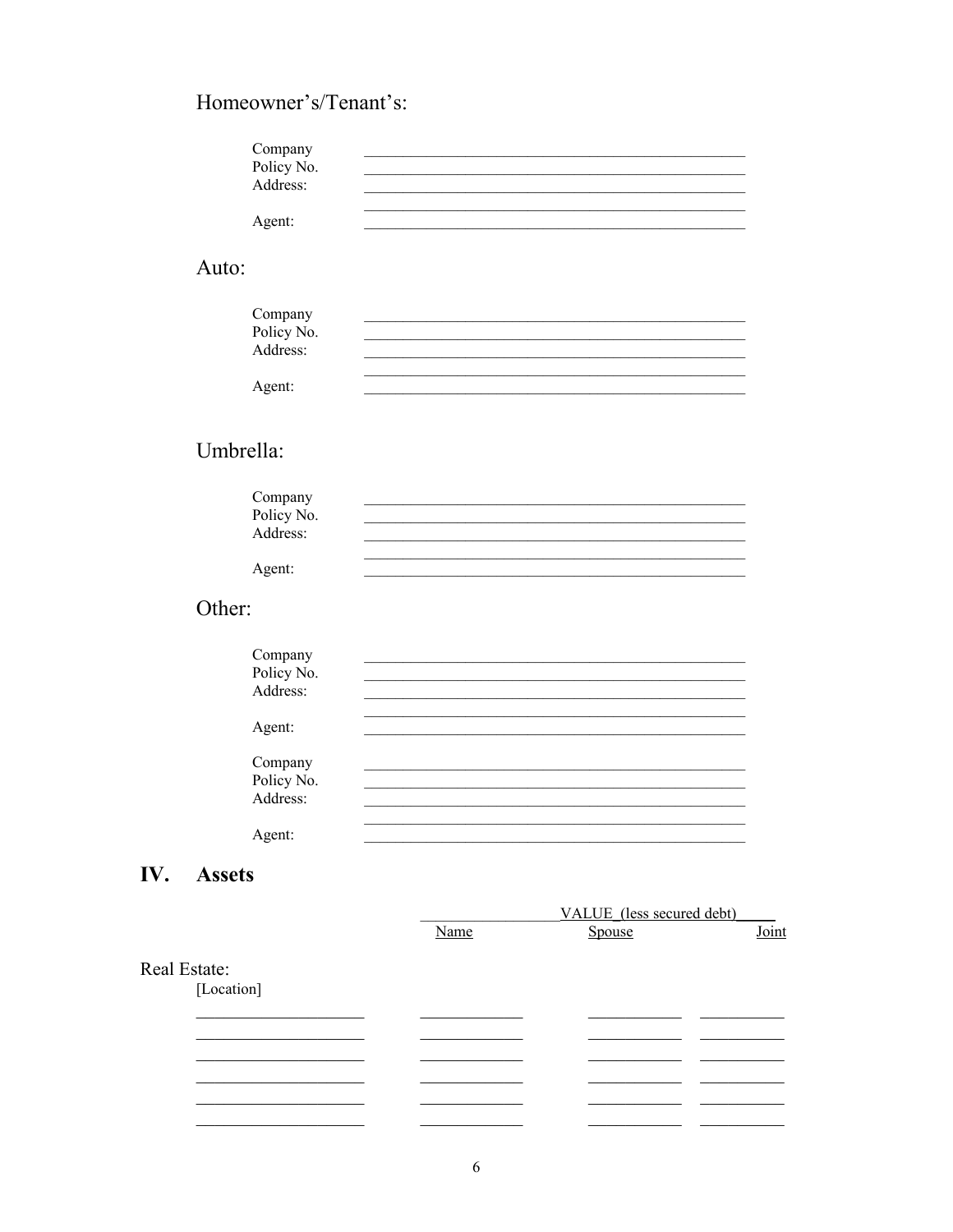### Homeowner's/Tenant's:

Company ______________________________________________

Policy No. ______________________________________________

Address: ______________________________________________

______________________________________________

Agent: ______________________________________________

### Auto:

Company ______________________________________________

Policy No. ______________________________________________

Address: ______________________________________________

______________________________________________

Agent: ______________________________________________

### Umbrella:

Company ______________________________________________

Policy No. ______________________________________________

Address: ______________________________________________

______________________________________________

Agent: ______________________________________________

### Other:

Company ______________________________________________

Policy No. ______________________________________________

Address: ______________________________________________

______________________________________________

Agent: ______________________________________________

Company ______________________________________________

Policy No. ______________________________________________

Address: ______________________________________________

______________________________________________

Agent: ______________________________________________

## IV. Assets

| | VALUE (less secured debt) | | |
|---|---|---|---|
| | Name | Spouse | Joint |
| **Real Estate:** [Location] | | | |
| ____________________ | ____________ | ___________ | __________ |
| ____________________ | ____________ | ___________ | __________ |
| ____________________ | ____________ | ___________ | __________ |
| ____________________ | ____________ | ___________ | __________ |
| ____________________ | ____________ | ___________ | __________ |
| ____________________ | ____________ | ___________ | __________ |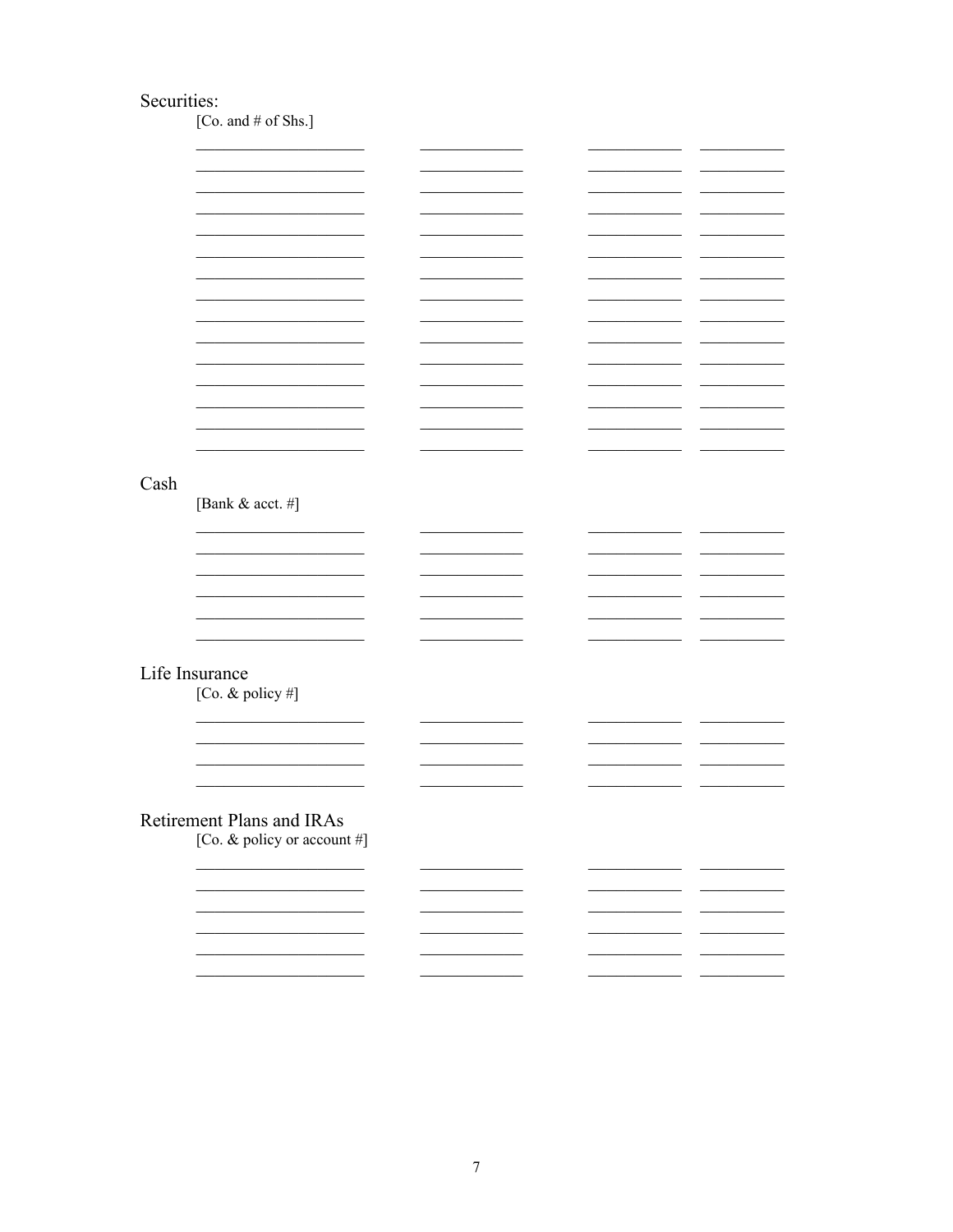Securities:

[Co. and # of Shs.]

| | | | |
|---|---|---|---|
| \_\_\_\_\_\_\_\_\_\_\_\_\_\_\_\_\_\_\_\_ | \_\_\_\_\_\_\_\_\_\_\_\_ | \_\_\_\_\_\_\_\_\_\_\_ | \_\_\_\_\_\_\_\_\_\_ |
| \_\_\_\_\_\_\_\_\_\_\_\_\_\_\_\_\_\_\_\_ | \_\_\_\_\_\_\_\_\_\_\_\_ | \_\_\_\_\_\_\_\_\_\_\_ | \_\_\_\_\_\_\_\_\_\_ |
| \_\_\_\_\_\_\_\_\_\_\_\_\_\_\_\_\_\_\_\_ | \_\_\_\_\_\_\_\_\_\_\_\_ | \_\_\_\_\_\_\_\_\_\_\_ | \_\_\_\_\_\_\_\_\_\_ |
| \_\_\_\_\_\_\_\_\_\_\_\_\_\_\_\_\_\_\_\_ | \_\_\_\_\_\_\_\_\_\_\_\_ | \_\_\_\_\_\_\_\_\_\_\_ | \_\_\_\_\_\_\_\_\_\_ |
| \_\_\_\_\_\_\_\_\_\_\_\_\_\_\_\_\_\_\_\_ | \_\_\_\_\_\_\_\_\_\_\_\_ | \_\_\_\_\_\_\_\_\_\_\_ | \_\_\_\_\_\_\_\_\_\_ |
| \_\_\_\_\_\_\_\_\_\_\_\_\_\_\_\_\_\_\_\_ | \_\_\_\_\_\_\_\_\_\_\_\_ | \_\_\_\_\_\_\_\_\_\_\_ | \_\_\_\_\_\_\_\_\_\_ |
| \_\_\_\_\_\_\_\_\_\_\_\_\_\_\_\_\_\_\_\_ | \_\_\_\_\_\_\_\_\_\_\_\_ | \_\_\_\_\_\_\_\_\_\_\_ | \_\_\_\_\_\_\_\_\_\_ |
| \_\_\_\_\_\_\_\_\_\_\_\_\_\_\_\_\_\_\_\_ | \_\_\_\_\_\_\_\_\_\_\_\_ | \_\_\_\_\_\_\_\_\_\_\_ | \_\_\_\_\_\_\_\_\_\_ |
| \_\_\_\_\_\_\_\_\_\_\_\_\_\_\_\_\_\_\_\_ | \_\_\_\_\_\_\_\_\_\_\_\_ | \_\_\_\_\_\_\_\_\_\_\_ | \_\_\_\_\_\_\_\_\_\_ |
| \_\_\_\_\_\_\_\_\_\_\_\_\_\_\_\_\_\_\_\_ | \_\_\_\_\_\_\_\_\_\_\_\_ | \_\_\_\_\_\_\_\_\_\_\_ | \_\_\_\_\_\_\_\_\_\_ |
| \_\_\_\_\_\_\_\_\_\_\_\_\_\_\_\_\_\_\_\_ | \_\_\_\_\_\_\_\_\_\_\_\_ | \_\_\_\_\_\_\_\_\_\_\_ | \_\_\_\_\_\_\_\_\_\_ |
| \_\_\_\_\_\_\_\_\_\_\_\_\_\_\_\_\_\_\_\_ | \_\_\_\_\_\_\_\_\_\_\_\_ | \_\_\_\_\_\_\_\_\_\_\_ | \_\_\_\_\_\_\_\_\_\_ |
| \_\_\_\_\_\_\_\_\_\_\_\_\_\_\_\_\_\_\_\_ | \_\_\_\_\_\_\_\_\_\_\_\_ | \_\_\_\_\_\_\_\_\_\_\_ | \_\_\_\_\_\_\_\_\_\_ |
| \_\_\_\_\_\_\_\_\_\_\_\_\_\_\_\_\_\_\_\_ | \_\_\_\_\_\_\_\_\_\_\_\_ | \_\_\_\_\_\_\_\_\_\_\_ | \_\_\_\_\_\_\_\_\_\_ |
| \_\_\_\_\_\_\_\_\_\_\_\_\_\_\_\_\_\_\_\_ | \_\_\_\_\_\_\_\_\_\_\_\_ | \_\_\_\_\_\_\_\_\_\_\_ | \_\_\_\_\_\_\_\_\_\_ |

Cash

[Bank & acct. #]

| | | | |
|---|---|---|---|
| \_\_\_\_\_\_\_\_\_\_\_\_\_\_\_\_\_\_\_\_ | \_\_\_\_\_\_\_\_\_\_\_\_ | \_\_\_\_\_\_\_\_\_\_\_ | \_\_\_\_\_\_\_\_\_\_ |
| \_\_\_\_\_\_\_\_\_\_\_\_\_\_\_\_\_\_\_\_ | \_\_\_\_\_\_\_\_\_\_\_\_ | \_\_\_\_\_\_\_\_\_\_\_ | \_\_\_\_\_\_\_\_\_\_ |
| \_\_\_\_\_\_\_\_\_\_\_\_\_\_\_\_\_\_\_\_ | \_\_\_\_\_\_\_\_\_\_\_\_ | \_\_\_\_\_\_\_\_\_\_\_ | \_\_\_\_\_\_\_\_\_\_ |
| \_\_\_\_\_\_\_\_\_\_\_\_\_\_\_\_\_\_\_\_ | \_\_\_\_\_\_\_\_\_\_\_\_ | \_\_\_\_\_\_\_\_\_\_\_ | \_\_\_\_\_\_\_\_\_\_ |
| \_\_\_\_\_\_\_\_\_\_\_\_\_\_\_\_\_\_\_\_ | \_\_\_\_\_\_\_\_\_\_\_\_ | \_\_\_\_\_\_\_\_\_\_\_ | \_\_\_\_\_\_\_\_\_\_ |
| \_\_\_\_\_\_\_\_\_\_\_\_\_\_\_\_\_\_\_\_ | \_\_\_\_\_\_\_\_\_\_\_\_ | \_\_\_\_\_\_\_\_\_\_\_ | \_\_\_\_\_\_\_\_\_\_ |

Life Insurance

[Co. & policy #]

| | | | |
|---|---|---|---|
| \_\_\_\_\_\_\_\_\_\_\_\_\_\_\_\_\_\_\_\_ | \_\_\_\_\_\_\_\_\_\_\_\_ | \_\_\_\_\_\_\_\_\_\_\_ | \_\_\_\_\_\_\_\_\_\_ |
| \_\_\_\_\_\_\_\_\_\_\_\_\_\_\_\_\_\_\_\_ | \_\_\_\_\_\_\_\_\_\_\_\_ | \_\_\_\_\_\_\_\_\_\_\_ | \_\_\_\_\_\_\_\_\_\_ |
| \_\_\_\_\_\_\_\_\_\_\_\_\_\_\_\_\_\_\_\_ | \_\_\_\_\_\_\_\_\_\_\_\_ | \_\_\_\_\_\_\_\_\_\_\_ | \_\_\_\_\_\_\_\_\_\_ |
| \_\_\_\_\_\_\_\_\_\_\_\_\_\_\_\_\_\_\_\_ | \_\_\_\_\_\_\_\_\_\_\_\_ | \_\_\_\_\_\_\_\_\_\_\_ | \_\_\_\_\_\_\_\_\_\_ |

Retirement Plans and IRAs

[Co. & policy or account #]

| | | | |
|---|---|---|---|
| \_\_\_\_\_\_\_\_\_\_\_\_\_\_\_\_\_\_\_\_ | \_\_\_\_\_\_\_\_\_\_\_\_ | \_\_\_\_\_\_\_\_\_\_\_ | \_\_\_\_\_\_\_\_\_\_ |
| \_\_\_\_\_\_\_\_\_\_\_\_\_\_\_\_\_\_\_\_ | \_\_\_\_\_\_\_\_\_\_\_\_ | \_\_\_\_\_\_\_\_\_\_\_ | \_\_\_\_\_\_\_\_\_\_ |
| \_\_\_\_\_\_\_\_\_\_\_\_\_\_\_\_\_\_\_\_ | \_\_\_\_\_\_\_\_\_\_\_\_ | \_\_\_\_\_\_\_\_\_\_\_ | \_\_\_\_\_\_\_\_\_\_ |
| \_\_\_\_\_\_\_\_\_\_\_\_\_\_\_\_\_\_\_\_ | \_\_\_\_\_\_\_\_\_\_\_\_ | \_\_\_\_\_\_\_\_\_\_\_ | \_\_\_\_\_\_\_\_\_\_ |
| \_\_\_\_\_\_\_\_\_\_\_\_\_\_\_\_\_\_\_\_ | \_\_\_\_\_\_\_\_\_\_\_\_ | \_\_\_\_\_\_\_\_\_\_\_ | \_\_\_\_\_\_\_\_\_\_ |
| \_\_\_\_\_\_\_\_\_\_\_\_\_\_\_\_\_\_\_\_ | \_\_\_\_\_\_\_\_\_\_\_\_ | \_\_\_\_\_\_\_\_\_\_\_ | \_\_\_\_\_\_\_\_\_\_ |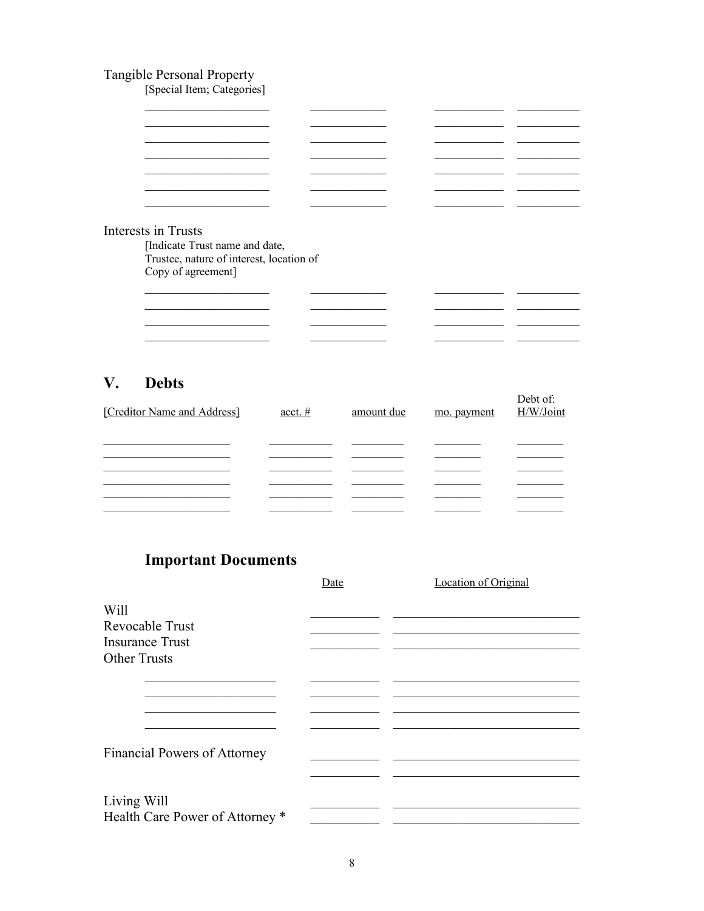Tangible Personal Property

[Special Item; Categories]

| | | | |
|---|---|---|---|
| ____________________ | ____________ | ___________ | __________ |
| ____________________ | ____________ | ___________ | __________ |
| ____________________ | ____________ | ___________ | __________ |
| ____________________ | ____________ | ___________ | __________ |
| ____________________ | ____________ | ___________ | __________ |
| ____________________ | ____________ | ___________ | __________ |
| ____________________ | ____________ | ___________ | __________ |

Interests in Trusts

[Indicate Trust name and date, Trustee, nature of interest, location of Copy of agreement]

| | | | |
|---|---|---|---|
| ____________________ | ____________ | ___________ | __________ |
| ____________________ | ____________ | ___________ | __________ |
| ____________________ | ____________ | ___________ | __________ |
| ____________________ | ____________ | ___________ | __________ |

## V. Debts

| [Creditor Name and Address] | acct. # | amount due | mo. payment | Debt of: H/W/Joint |
|---|---|---|---|---|
| ____________________ | __________ | ________ | _______ | _______ |
| ____________________ | __________ | ________ | _______ | _______ |
| ____________________ | __________ | ________ | _______ | _______ |
| ____________________ | __________ | ________ | _______ | _______ |
| ____________________ | __________ | ________ | _______ | _______ |
| ____________________ | __________ | ________ | _______ | _______ |

## Important Documents

| | Date | Location of Original |
|---|---|---|
| Will | __________ | ____________________________ |
| Revocable Trust | __________ | ____________________________ |
| Insurance Trust | __________ | ____________________________ |
| Other Trusts | | |
| ____________________ | __________ | ____________________________ |
| ____________________ | __________ | ____________________________ |
| ____________________ | __________ | ____________________________ |
| ____________________ | __________ | ____________________________ |
| Financial Powers of Attorney | __________ | ____________________________ |
| | __________ | ____________________________ |
| Living Will | __________ | ____________________________ |
| Health Care Power of Attorney * | __________ | ____________________________ |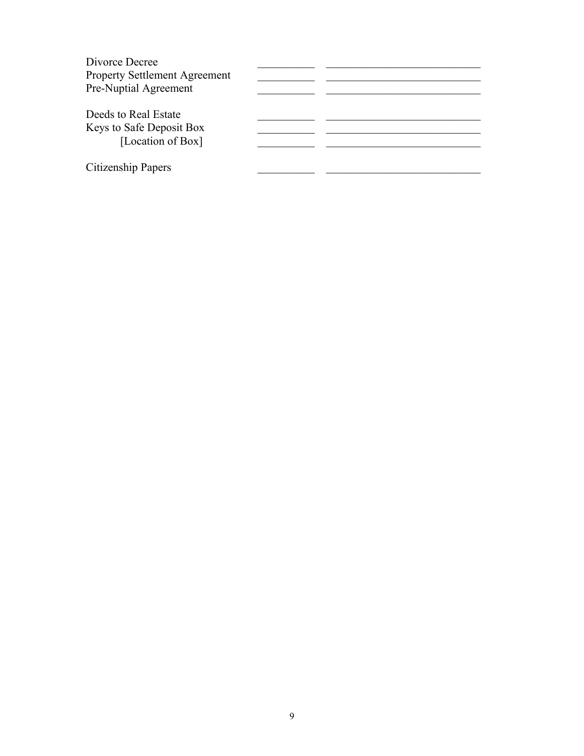| | | |
|---|---|---|
| Divorce Decree | __________ | ____________________________ |
| Property Settlement Agreement | __________ | ____________________________ |
| Pre-Nuptial Agreement | __________ | ____________________________ |
| | | |
| Deeds to Real Estate | __________ | ____________________________ |
| Keys to Safe Deposit Box | __________ | ____________________________ |
| [Location of Box] | __________ | ____________________________ |
| | | |
| Citizenship Papers | __________ | ____________________________ |